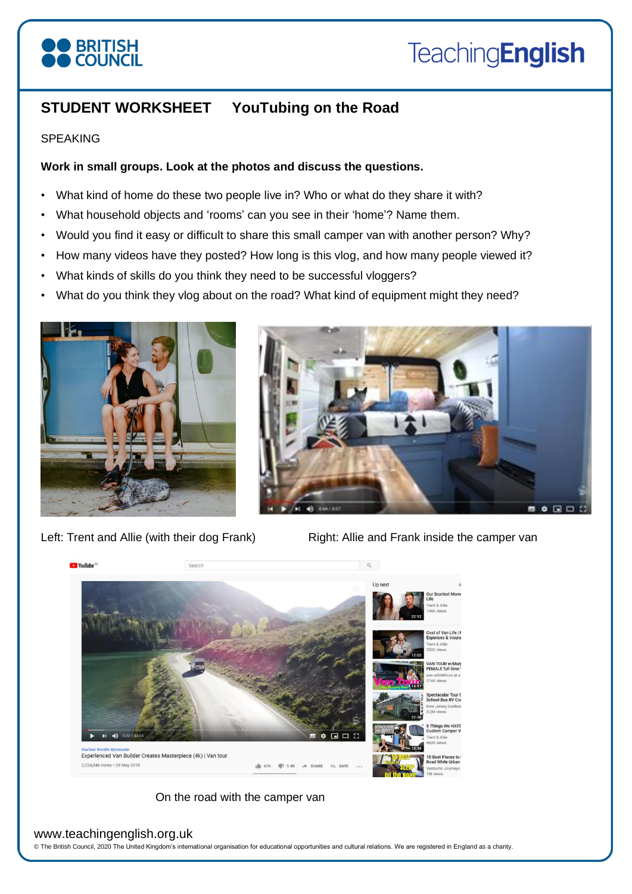# STUDENT WORKSHEET YouTubing on the Road

SPEAKING

**Work in small groups. Look at the photos and discuss the questions.**

- What kind of home do these two people live in? Who or what do they share it with?
- What household objects and 'rooms' can you see in their 'home'? Name them.
- Would you find it easy or difficult to share this small camper van with another person? Why?
- How many videos have they posted? How long is this vlog, and how many people viewed it?
- What kinds of skills do you think they need to be successful vloggers?
- What do you think they vlog about on the road? What kind of equipment might they need?

Left: Trent and Allie (with their dog Frank)

Right: Allie and Frank inside the camper van

On the road with the camper van

www.teachingenglish.org.uk

© The British Council, 2020 The United Kingdom's international organisation for educational opportunities and cultural relations. We are registered in England as a charity.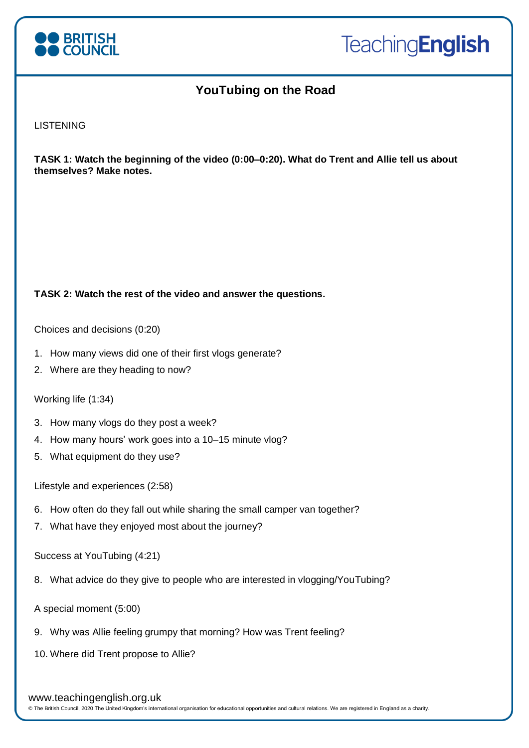# YouTubing on the Road

LISTENING

**TASK 1: Watch the beginning of the video (0:00–0:20). What do Trent and Allie tell us about themselves? Make notes.**

**TASK 2: Watch the rest of the video and answer the questions.**

Choices and decisions (0:20)

1. How many views did one of their first vlogs generate?
2. Where are they heading to now?

Working life (1:34)

3. How many vlogs do they post a week?
4. How many hours' work goes into a 10–15 minute vlog?
5. What equipment do they use?

Lifestyle and experiences (2:58)

6. How often do they fall out while sharing the small camper van together?
7. What have they enjoyed most about the journey?

Success at YouTubing (4:21)

8. What advice do they give to people who are interested in vlogging/YouTubing?

A special moment (5:00)

9. Why was Allie feeling grumpy that morning? How was Trent feeling?
10. Where did Trent propose to Allie?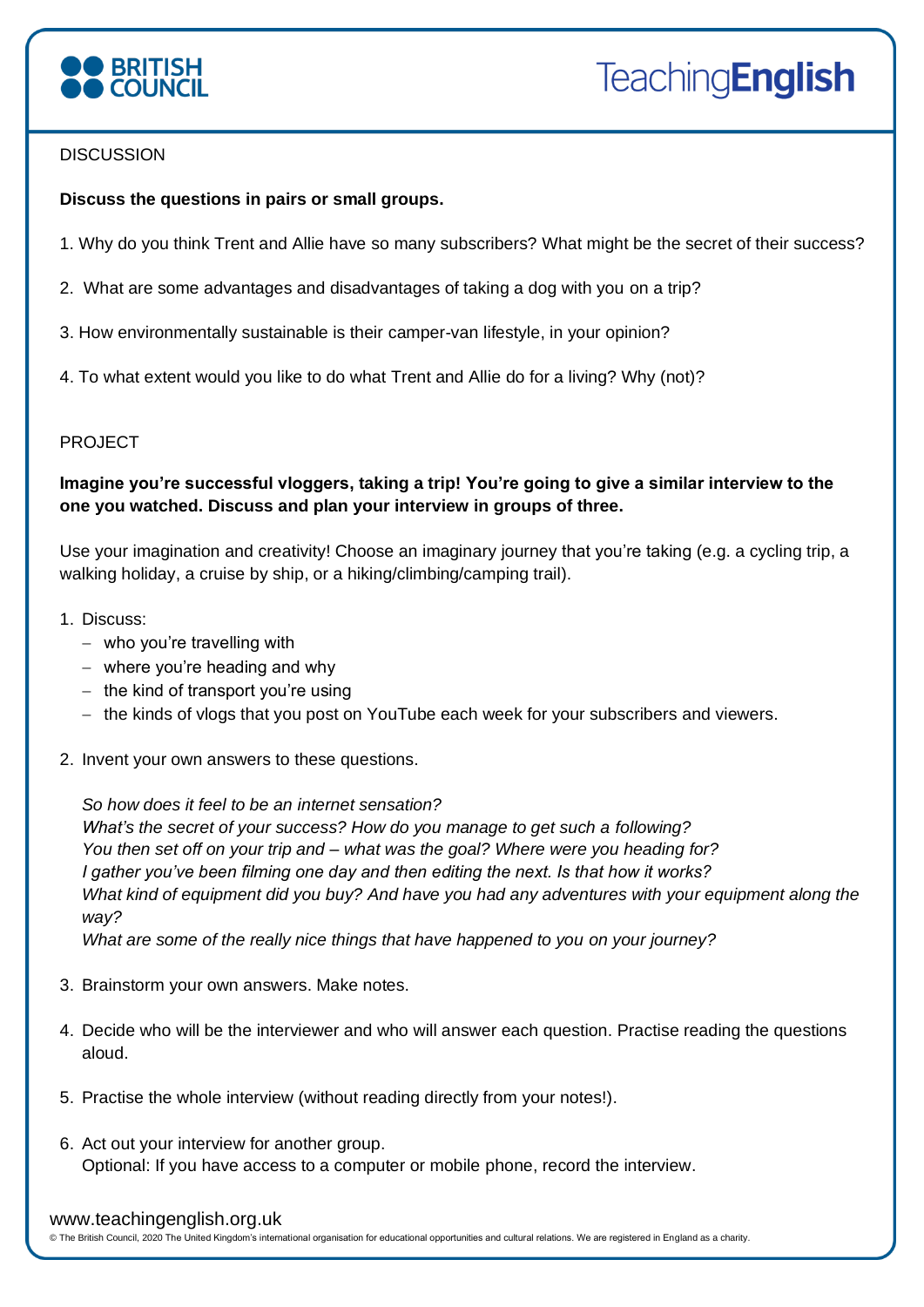## DISCUSSION

**Discuss the questions in pairs or small groups.**

1. Why do you think Trent and Allie have so many subscribers? What might be the secret of their success?

2. What are some advantages and disadvantages of taking a dog with you on a trip?

3. How environmentally sustainable is their camper-van lifestyle, in your opinion?

4. To what extent would you like to do what Trent and Allie do for a living? Why (not)?

## PROJECT

**Imagine you're successful vloggers, taking a trip! You're going to give a similar interview to the one you watched. Discuss and plan your interview in groups of three.**

Use your imagination and creativity! Choose an imaginary journey that you're taking (e.g. a cycling trip, a walking holiday, a cruise by ship, or a hiking/climbing/camping trail).

1. Discuss:
   - who you're travelling with
   - where you're heading and why
   - the kind of transport you're using
   - the kinds of vlogs that you post on YouTube each week for your subscribers and viewers.

2. Invent your own answers to these questions.

   *So how does it feel to be an internet sensation?*
   *What's the secret of your success? How do you manage to get such a following?*
   *You then set off on your trip and – what was the goal? Where were you heading for?*
   *I gather you've been filming one day and then editing the next. Is that how it works?*
   *What kind of equipment did you buy? And have you had any adventures with your equipment along the way?*
   *What are some of the really nice things that have happened to you on your journey?*

3. Brainstorm your own answers. Make notes.

4. Decide who will be the interviewer and who will answer each question. Practise reading the questions aloud.

5. Practise the whole interview (without reading directly from your notes!).

6. Act out your interview for another group.
   Optional: If you have access to a computer or mobile phone, record the interview.